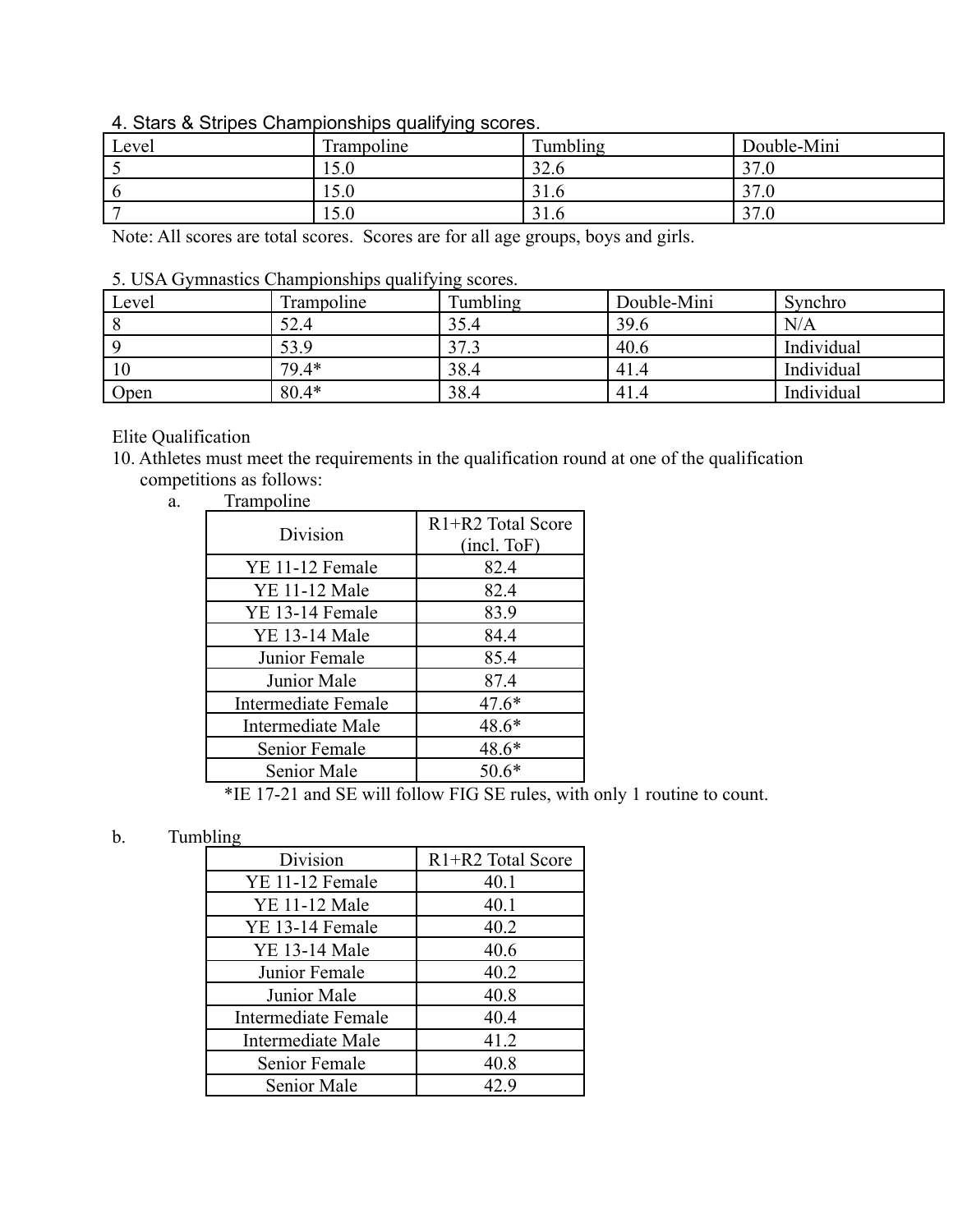4. Stars & Stripes Championships qualifying scores.

| Level | Trampoline | Tumbling | Double-Mini |
|---|---|---|---|
| 5 | 15.0 | 32.6 | 37.0 |
| 6 | 15.0 | 31.6 | 37.0 |
| 7 | 15.0 | 31.6 | 37.0 |

Note: All scores are total scores. Scores are for all age groups, boys and girls.

5. USA Gymnastics Championships qualifying scores.

| Level | Trampoline | Tumbling | Double-Mini | Synchro |
|---|---|---|---|---|
| 8 | 52.4 | 35.4 | 39.6 | N/A |
| 9 | 53.9 | 37.3 | 40.6 | Individual |
| 10 | 79.4* | 38.4 | 41.4 | Individual |
| Open | 80.4* | 38.4 | 41.4 | Individual |

Elite Qualification

10. Athletes must meet the requirements in the qualification round at one of the qualification competitions as follows:

a. Trampoline

| Division | R1+R2 Total Score (incl. ToF) |
|---|---|
| YE 11-12 Female | 82.4 |
| YE 11-12 Male | 82.4 |
| YE 13-14 Female | 83.9 |
| YE 13-14 Male | 84.4 |
| Junior Female | 85.4 |
| Junior Male | 87.4 |
| Intermediate Female | 47.6* |
| Intermediate Male | 48.6* |
| Senior Female | 48.6* |
| Senior Male | 50.6* |

*IE 17-21 and SE will follow FIG SE rules, with only 1 routine to count.

b. Tumbling

| Division | R1+R2 Total Score |
|---|---|
| YE 11-12 Female | 40.1 |
| YE 11-12 Male | 40.1 |
| YE 13-14 Female | 40.2 |
| YE 13-14 Male | 40.6 |
| Junior Female | 40.2 |
| Junior Male | 40.8 |
| Intermediate Female | 40.4 |
| Intermediate Male | 41.2 |
| Senior Female | 40.8 |
| Senior Male | 42.9 |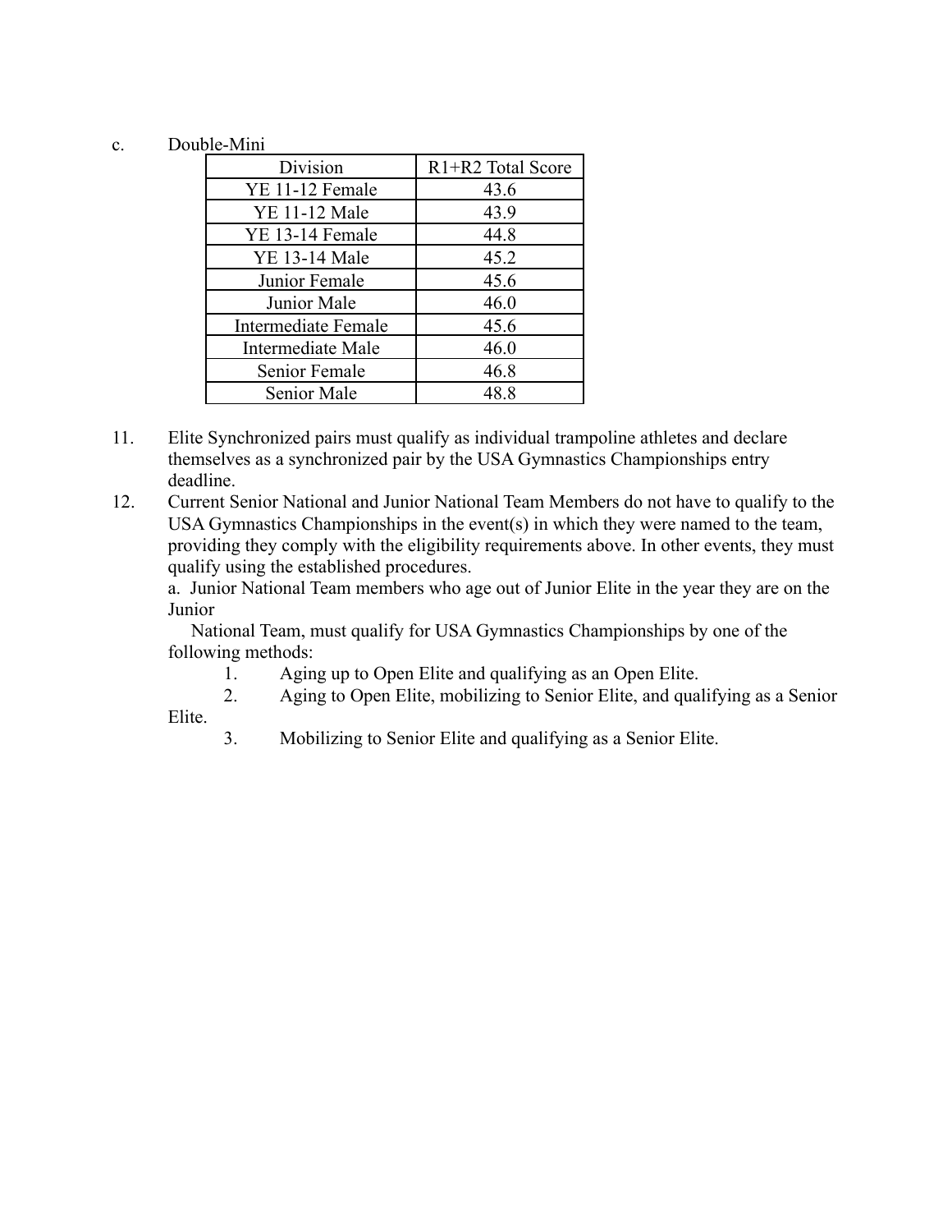c. Double-Mini

| Division | R1+R2 Total Score |
| --- | --- |
| YE 11-12 Female | 43.6 |
| YE 11-12 Male | 43.9 |
| YE 13-14 Female | 44.8 |
| YE 13-14 Male | 45.2 |
| Junior Female | 45.6 |
| Junior Male | 46.0 |
| Intermediate Female | 45.6 |
| Intermediate Male | 46.0 |
| Senior Female | 46.8 |
| Senior Male | 48.8 |

11. Elite Synchronized pairs must qualify as individual trampoline athletes and declare themselves as a synchronized pair by the USA Gymnastics Championships entry deadline.
12. Current Senior National and Junior National Team Members do not have to qualify to the USA Gymnastics Championships in the event(s) in which they were named to the team, providing they comply with the eligibility requirements above. In other events, they must qualify using the established procedures.

    a. Junior National Team members who age out of Junior Elite in the year they are on the Junior National Team, must qualify for USA Gymnastics Championships by one of the following methods:

    1. Aging up to Open Elite and qualifying as an Open Elite.
    2. Aging to Open Elite, mobilizing to Senior Elite, and qualifying as a Senior Elite.
    3. Mobilizing to Senior Elite and qualifying as a Senior Elite.